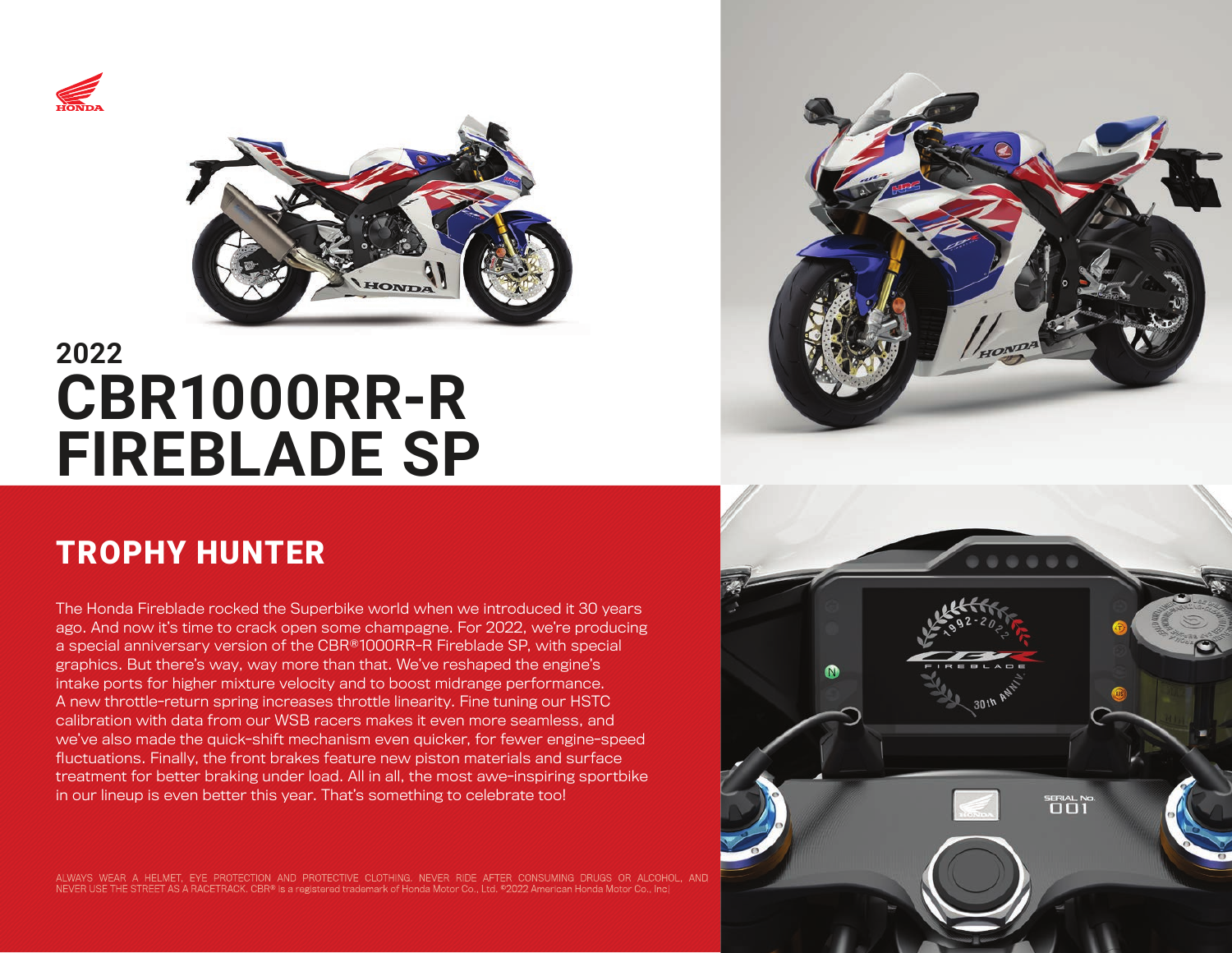# 2022 CBR1000RR-R FIREBLADE SP

## TROPHY HUNTER

The Honda Fireblade rocked the Superbike world when we introduced it 30 years ago. And now it's time to crack open some champagne. For 2022, we're producing a special anniversary version of the CBR®1000RR-R Fireblade SP, with special graphics. But there's way, way more than that. We've reshaped the engine's intake ports for higher mixture velocity and to boost midrange performance. A new throttle-return spring increases throttle linearity. Fine tuning our HSTC calibration with data from our WSB racers makes it even more seamless, and we've also made the quick-shift mechanism even quicker, for fewer engine-speed fluctuations. Finally, the front brakes feature new piston materials and surface treatment for better braking under load. All in all, the most awe-inspiring sportbike in our lineup is even better this year. That's something to celebrate too!

ALWAYS WEAR A HELMET, EYE PROTECTION AND PROTECTIVE CLOTHING. NEVER RIDE AFTER CONSUMING DRUGS OR ALCOHOL, AND NEVER USE THE STREET AS A RACETRACK. CBR® is a registered trademark of Honda Motor Co., Ltd. ©2022 American Honda Motor Co., Inc.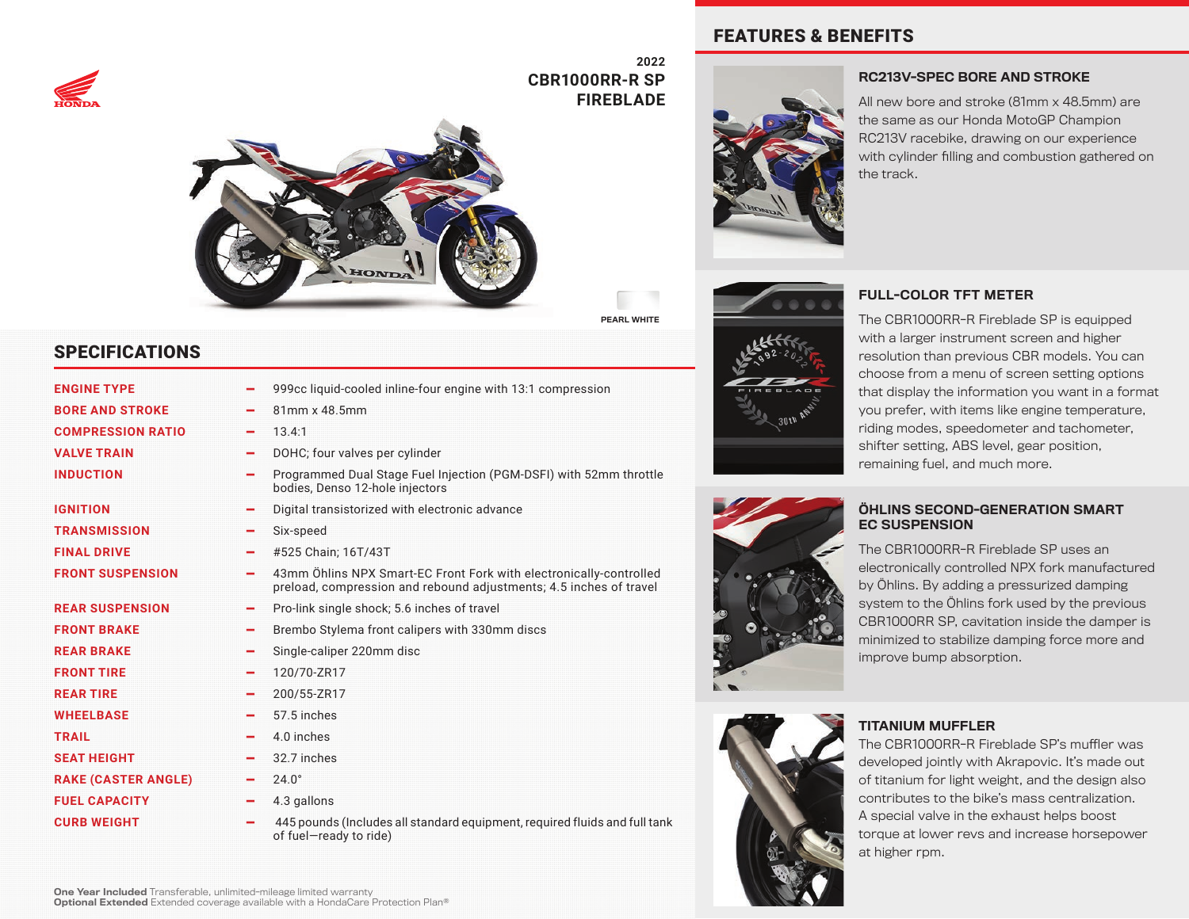2022

# CBR1000RR-R SP FIREBLADE

PEARL WHITE

## SPECIFICATIONS

| | |
|---|---|
| ENGINE TYPE | 999cc liquid-cooled inline-four engine with 13:1 compression |
| BORE AND STROKE | 81mm x 48.5mm |
| COMPRESSION RATIO | 13.4:1 |
| VALVE TRAIN | DOHC; four valves per cylinder |
| INDUCTION | Programmed Dual Stage Fuel Injection (PGM-DSFI) with 52mm throttle bodies, Denso 12-hole injectors |
| IGNITION | Digital transistorized with electronic advance |
| TRANSMISSION | Six-speed |
| FINAL DRIVE | #525 Chain; 16T/43T |
| FRONT SUSPENSION | 43mm Öhlins NPX Smart-EC Front Fork with electronically-controlled preload, compression and rebound adjustments; 4.5 inches of travel |
| REAR SUSPENSION | Pro-link single shock; 5.6 inches of travel |
| FRONT BRAKE | Brembo Stylema front calipers with 330mm discs |
| REAR BRAKE | Single-caliper 220mm disc |
| FRONT TIRE | 120/70-ZR17 |
| REAR TIRE | 200/55-ZR17 |
| WHEELBASE | 57.5 inches |
| TRAIL | 4.0 inches |
| SEAT HEIGHT | 32.7 inches |
| RAKE (CASTER ANGLE) | 24.0° |
| FUEL CAPACITY | 4.3 gallons |
| CURB WEIGHT | 445 pounds (Includes all standard equipment, required fluids and full tank of fuel—ready to ride) |

**One Year Included** Transferable, unlimited-mileage limited warranty
**Optional Extended** Extended coverage available with a HondaCare Protection Plan®

## FEATURES & BENEFITS

### RC213V-SPEC BORE AND STROKE

All new bore and stroke (81mm x 48.5mm) are the same as our Honda MotoGP Champion RC213V racebike, drawing on our experience with cylinder filling and combustion gathered on the track.

### FULL-COLOR TFT METER

The CBR1000RR-R Fireblade SP is equipped with a larger instrument screen and higher resolution than previous CBR models. You can choose from a menu of screen setting options that display the information you want in a format you prefer, with items like engine temperature, riding modes, speedometer and tachometer, shifter setting, ABS level, gear position, remaining fuel, and much more.

### ÖHLINS SECOND-GENERATION SMART EC SUSPENSION

The CBR1000RR-R Fireblade SP uses an electronically controlled NPX fork manufactured by Öhlins. By adding a pressurized damping system to the Öhlins fork used by the previous CBR1000RR SP, cavitation inside the damper is minimized to stabilize damping force more and improve bump absorption.

### TITANIUM MUFFLER

The CBR1000RR-R Fireblade SP's muffler was developed jointly with Akrapovic. It's made out of titanium for light weight, and the design also contributes to the bike's mass centralization. A special valve in the exhaust helps boost torque at lower revs and increase horsepower at higher rpm.